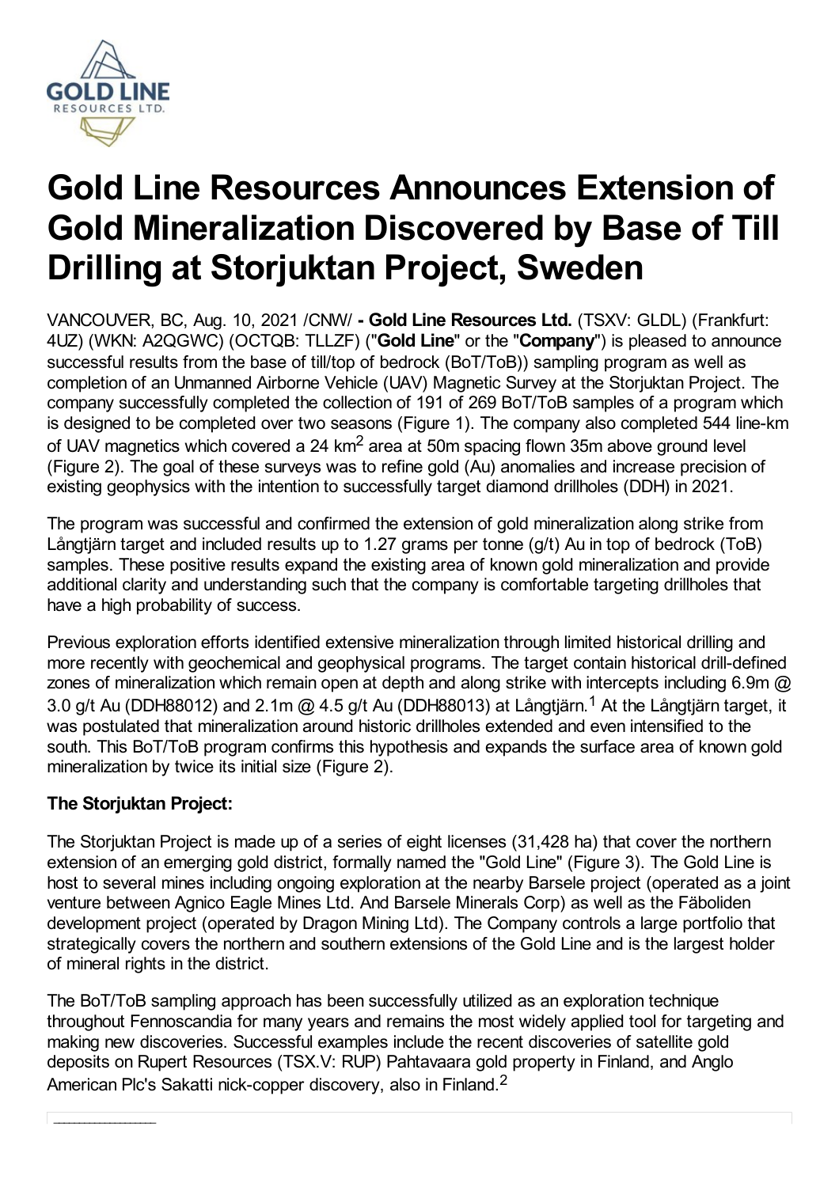# Gold Line Resources Announces Extension of Gold Mineralization Discovered by Base of Till Drilling at Storjuktan Project, Sweden

VANCOUVER, BC, Aug. 10, 2021 /CNW/ **- Gold Line Resources Ltd.** (TSXV: GLDL) (Frankfurt: 4UZ) (WKN: A2QGWC) (OCTQB: TLLZF) ("**Gold Line**" or the "**Company**") is pleased to announce successful results from the base of till/top of bedrock (BoT/ToB)) sampling program as well as completion of an Unmanned Airborne Vehicle (UAV) Magnetic Survey at the Storjuktan Project. The company successfully completed the collection of 191 of 269 BoT/ToB samples of a program which is designed to be completed over two seasons (Figure 1). The company also completed 544 line-km of UAV magnetics which covered a 24 $km^2$ area at 50m spacing flown 35m above ground level (Figure 2). The goal of these surveys was to refine gold (Au) anomalies and increase precision of existing geophysics with the intention to successfully target diamond drillholes (DDH) in 2021.

The program was successful and confirmed the extension of gold mineralization along strike from Långtjärn target and included results up to 1.27 grams per tonne (g/t) Au in top of bedrock (ToB) samples. These positive results expand the existing area of known gold mineralization and provide additional clarity and understanding such that the company is comfortable targeting drillholes that have a high probability of success.

Previous exploration efforts identified extensive mineralization through limited historical drilling and more recently with geochemical and geophysical programs. The target contain historical drill-defined zones of mineralization which remain open at depth and along strike with intercepts including 6.9m @ 3.0 g/t Au (DDH88012) and 2.1m @ 4.5 g/t Au (DDH88013) at Långtjärn.[1] At the Långtjärn target, it was postulated that mineralization around historic drillholes extended and even intensified to the south. This BoT/ToB program confirms this hypothesis and expands the surface area of known gold mineralization by twice its initial size (Figure 2).

**The Storjuktan Project:**

The Storjuktan Project is made up of a series of eight licenses (31,428 ha) that cover the northern extension of an emerging gold district, formally named the "Gold Line" (Figure 3). The Gold Line is host to several mines including ongoing exploration at the nearby Barsele project (operated as a joint venture between Agnico Eagle Mines Ltd. And Barsele Minerals Corp) as well as the Fäboliden development project (operated by Dragon Mining Ltd). The Company controls a large portfolio that strategically covers the northern and southern extensions of the Gold Line and is the largest holder of mineral rights in the district.

The BoT/ToB sampling approach has been successfully utilized as an exploration technique throughout Fennoscandia for many years and remains the most widely applied tool for targeting and making new discoveries. Successful examples include the recent discoveries of satellite gold deposits on Rupert Resources (TSX.V: RUP) Pahtavaara gold property in Finland, and Anglo American Plc's Sakatti nick-copper discovery, also in Finland.[2]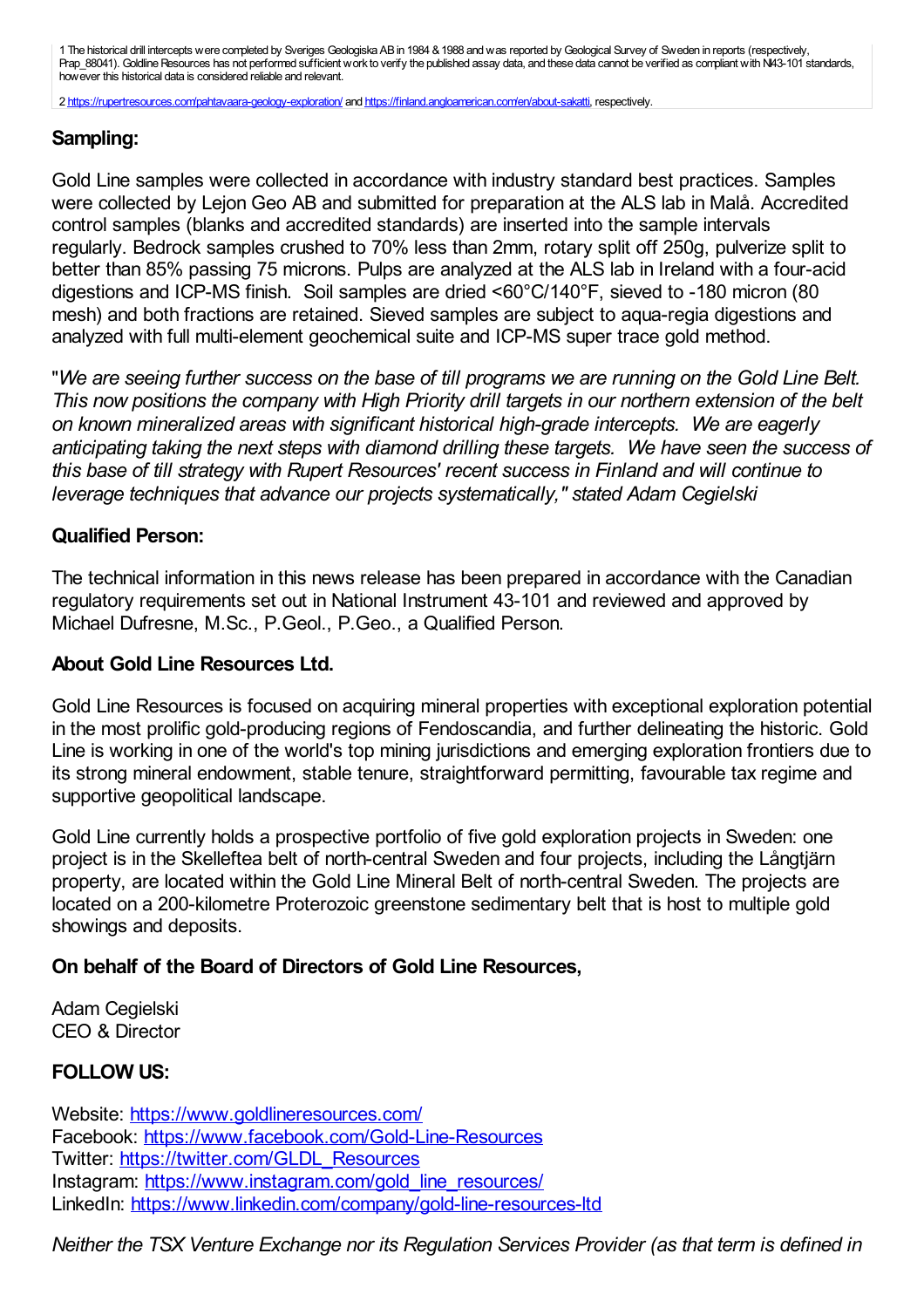1 The historical drill intercepts were completed by Sveriges Geologiska AB in 1984 & 1988 and was reported by Geological Survey of Sweden in reports (respectively, Prap_88041). Goldline Resources has not performed sufficient work to verify the published assay data, and these data cannot be verified as compliant with NI43-101 standards, however this historical data is considered reliable and relevant.

2 https://rupertresources.com/pahtavaara-geology-exploration/ and https://finland.angloamerican.com/en/about-sakatti, respectively.

## Sampling:

Gold Line samples were collected in accordance with industry standard best practices. Samples were collected by Lejon Geo AB and submitted for preparation at the ALS lab in Malå. Accredited control samples (blanks and accredited standards) are inserted into the sample intervals regularly. Bedrock samples crushed to 70% less than 2mm, rotary split off 250g, pulverize split to better than 85% passing 75 microns. Pulps are analyzed at the ALS lab in Ireland with a four-acid digestions and ICP-MS finish. Soil samples are dried <60°C/140°F, sieved to -180 micron (80 mesh) and both fractions are retained. Sieved samples are subject to aqua-regia digestions and analyzed with full multi-element geochemical suite and ICP-MS super trace gold method.

"*We are seeing further success on the base of till programs we are running on the Gold Line Belt. This now positions the company with High Priority drill targets in our northern extension of the belt on known mineralized areas with significant historical high-grade intercepts. We are eagerly anticipating taking the next steps with diamond drilling these targets. We have seen the success of this base of till strategy with Rupert Resources' recent success in Finland and will continue to leverage techniques that advance our projects systematically," stated Adam Cegielski*

## Qualified Person:

The technical information in this news release has been prepared in accordance with the Canadian regulatory requirements set out in National Instrument 43-101 and reviewed and approved by Michael Dufresne, M.Sc., P.Geol., P.Geo., a Qualified Person.

## About Gold Line Resources Ltd.

Gold Line Resources is focused on acquiring mineral properties with exceptional exploration potential in the most prolific gold-producing regions of Fendoscandia, and further delineating the historic. Gold Line is working in one of the world's top mining jurisdictions and emerging exploration frontiers due to its strong mineral endowment, stable tenure, straightforward permitting, favourable tax regime and supportive geopolitical landscape.

Gold Line currently holds a prospective portfolio of five gold exploration projects in Sweden: one project is in the Skelleftea belt of north-central Sweden and four projects, including the Långtjärn property, are located within the Gold Line Mineral Belt of north-central Sweden. The projects are located on a 200-kilometre Proterozoic greenstone sedimentary belt that is host to multiple gold showings and deposits.

## On behalf of the Board of Directors of Gold Line Resources,

Adam Cegielski
CEO & Director

## FOLLOW US:

Website: https://www.goldlineresources.com/
Facebook: https://www.facebook.com/Gold-Line-Resources
Twitter: https://twitter.com/GLDL_Resources
Instagram: https://www.instagram.com/gold_line_resources/
LinkedIn: https://www.linkedin.com/company/gold-line-resources-ltd

*Neither the TSX Venture Exchange nor its Regulation Services Provider (as that term is defined in*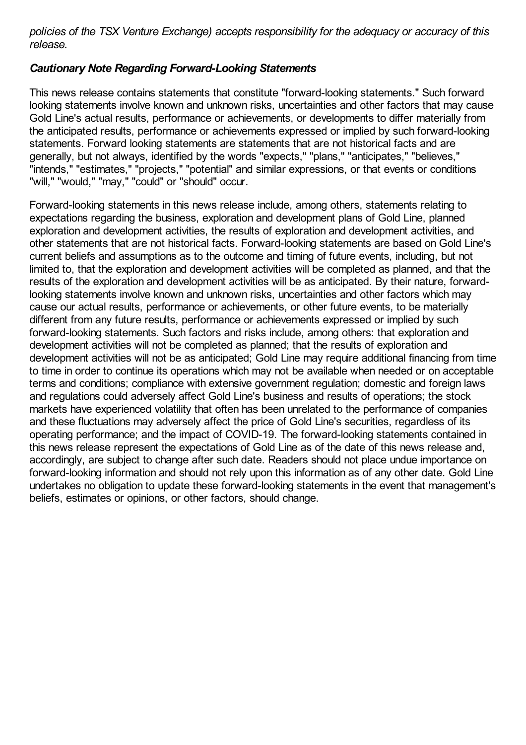*policies of the TSX Venture Exchange) accepts responsibility for the adequacy or accuracy of this release.*

***Cautionary Note Regarding Forward-Looking Statements***

This news release contains statements that constitute "forward-looking statements." Such forward looking statements involve known and unknown risks, uncertainties and other factors that may cause Gold Line's actual results, performance or achievements, or developments to differ materially from the anticipated results, performance or achievements expressed or implied by such forward-looking statements. Forward looking statements are statements that are not historical facts and are generally, but not always, identified by the words "expects," "plans," "anticipates," "believes," "intends," "estimates," "projects," "potential" and similar expressions, or that events or conditions "will," "would," "may," "could" or "should" occur.

Forward-looking statements in this news release include, among others, statements relating to expectations regarding the business, exploration and development plans of Gold Line, planned exploration and development activities, the results of exploration and development activities, and other statements that are not historical facts. Forward-looking statements are based on Gold Line's current beliefs and assumptions as to the outcome and timing of future events, including, but not limited to, that the exploration and development activities will be completed as planned, and that the results of the exploration and development activities will be as anticipated. By their nature, forward-looking statements involve known and unknown risks, uncertainties and other factors which may cause our actual results, performance or achievements, or other future events, to be materially different from any future results, performance or achievements expressed or implied by such forward-looking statements. Such factors and risks include, among others: that exploration and development activities will not be completed as planned; that the results of exploration and development activities will not be as anticipated; Gold Line may require additional financing from time to time in order to continue its operations which may not be available when needed or on acceptable terms and conditions; compliance with extensive government regulation; domestic and foreign laws and regulations could adversely affect Gold Line's business and results of operations; the stock markets have experienced volatility that often has been unrelated to the performance of companies and these fluctuations may adversely affect the price of Gold Line's securities, regardless of its operating performance; and the impact of COVID-19. The forward-looking statements contained in this news release represent the expectations of Gold Line as of the date of this news release and, accordingly, are subject to change after such date. Readers should not place undue importance on forward-looking information and should not rely upon this information as of any other date. Gold Line undertakes no obligation to update these forward-looking statements in the event that management's beliefs, estimates or opinions, or other factors, should change.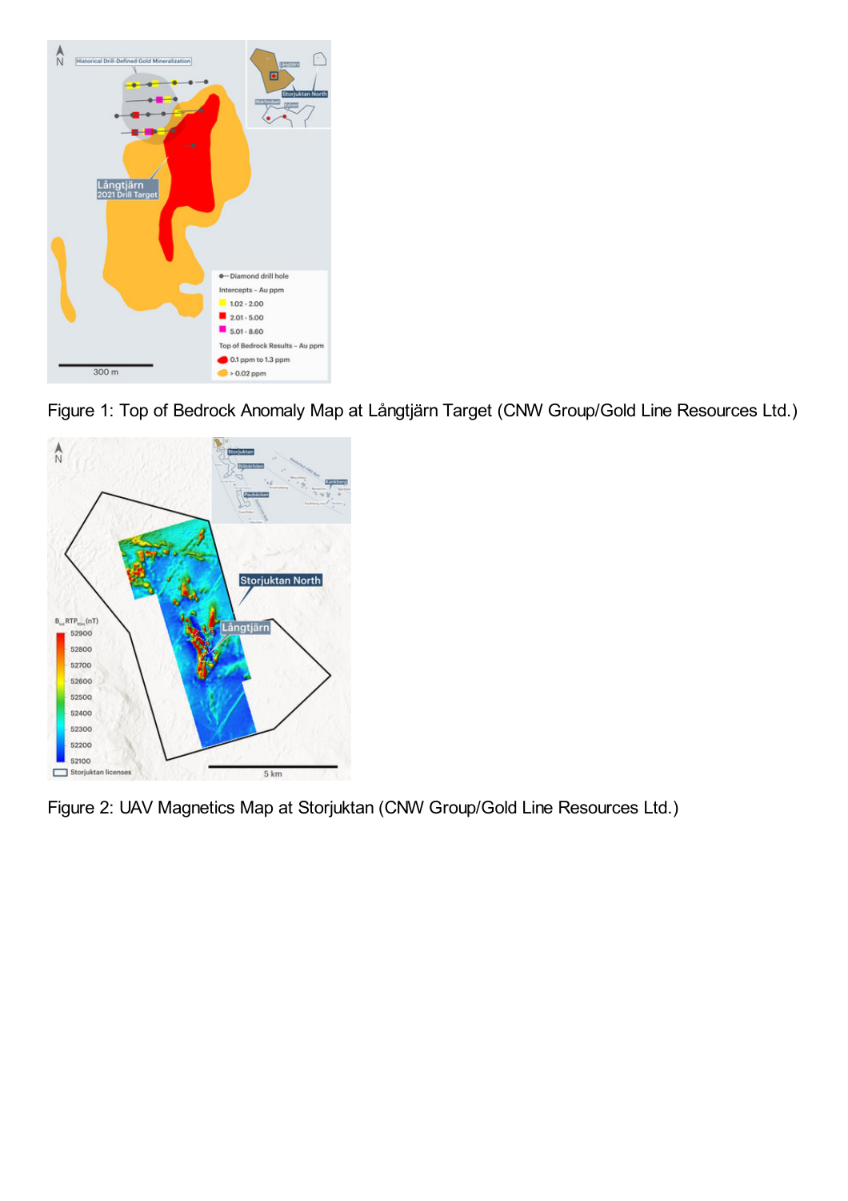Figure 1: Top of Bedrock Anomaly Map at Långtjärn Target (CNW Group/Gold Line Resources Ltd.)

Figure 2: UAV Magnetics Map at Storjuktan (CNW Group/Gold Line Resources Ltd.)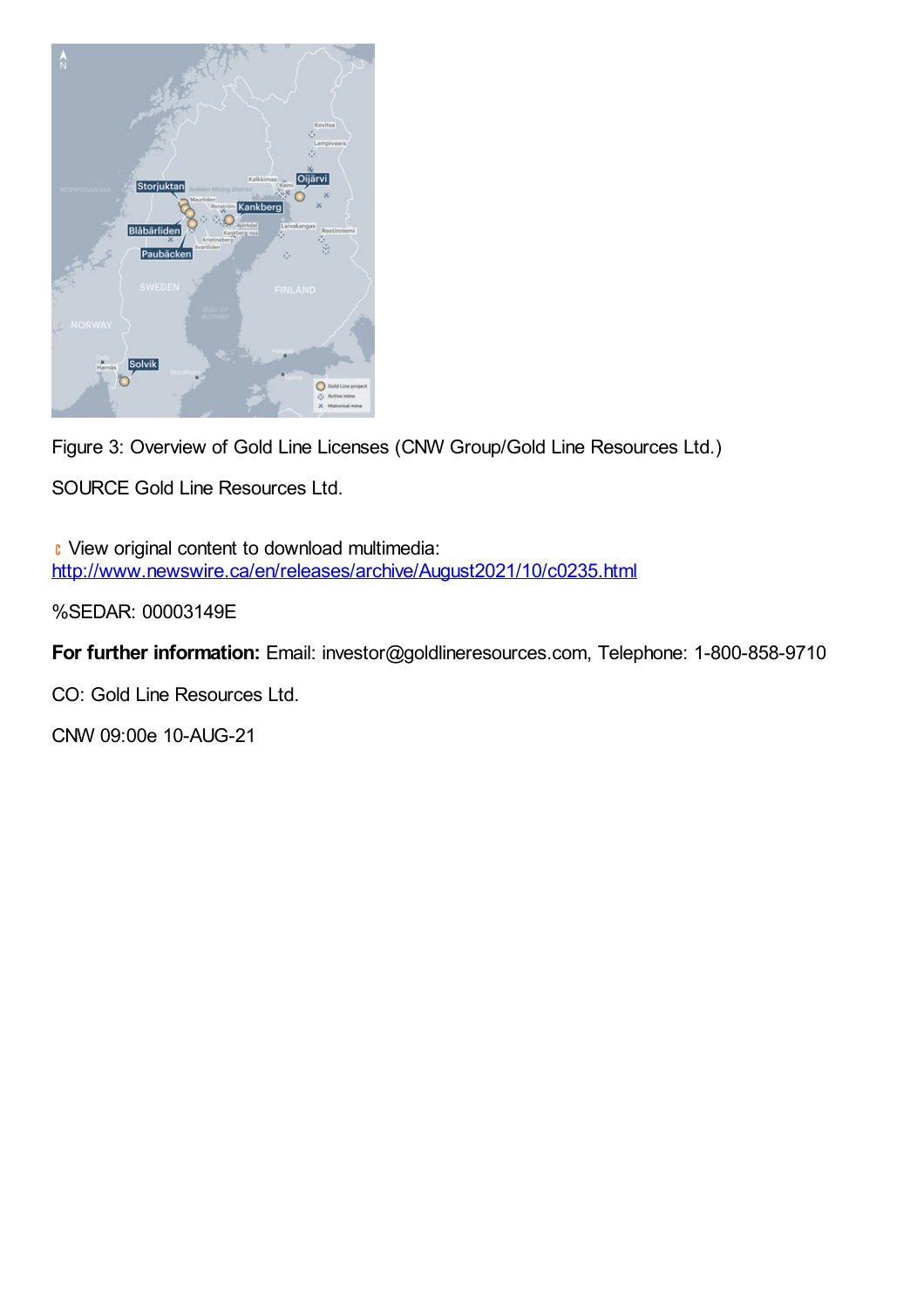Figure 3: Overview of Gold Line Licenses (CNW Group/Gold Line Resources Ltd.)

SOURCE Gold Line Resources Ltd.

View original content to download multimedia: http://www.newswire.ca/en/releases/archive/August2021/10/c0235.html

%SEDAR: 00003149E

**For further information:** Email: investor@goldlineresources.com, Telephone: 1-800-858-9710

CO: Gold Line Resources Ltd.

CNW 09:00e 10-AUG-21